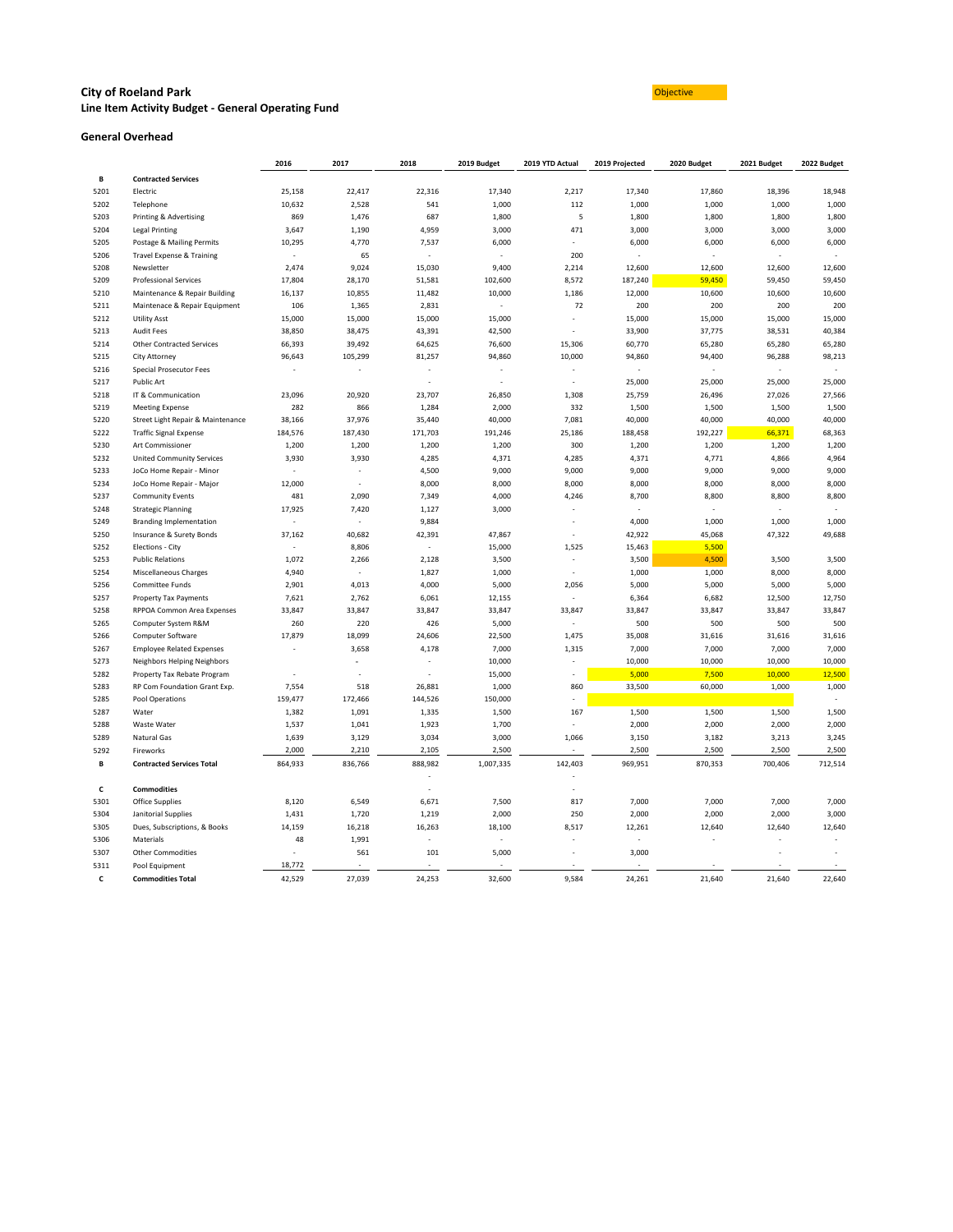# City of Roeland Park

## Line Item Activity Budget - General Operating Fund

Objective

### General Overhead

| | | 2016 | 2017 | 2018 | 2019 Budget | 2019 YTD Actual | 2019 Projected | 2020 Budget | 2021 Budget | 2022 Budget |
|---|---|---|---|---|---|---|---|---|---|---|
| **B** | **Contracted Services** | | | | | | | | | |
| 5201 | Electric | 25,158 | 22,417 | 22,316 | 17,340 | 2,217 | 17,340 | 17,860 | 18,396 | 18,948 |
| 5202 | Telephone | 10,632 | 2,528 | 541 | 1,000 | 112 | 1,000 | 1,000 | 1,000 | 1,000 |
| 5203 | Printing & Advertising | 869 | 1,476 | 687 | 1,800 | 5 | 1,800 | 1,800 | 1,800 | 1,800 |
| 5204 | Legal Printing | 3,647 | 1,190 | 4,959 | 3,000 | 471 | 3,000 | 3,000 | 3,000 | 3,000 |
| 5205 | Postage & Mailing Permits | 10,295 | 4,770 | 7,537 | 6,000 | - | 6,000 | 6,000 | 6,000 | 6,000 |
| 5206 | Travel Expense & Training | - | 65 | - | - | 200 | - | - | - | - |
| 5208 | Newsletter | 2,474 | 9,024 | 15,030 | 9,400 | 2,214 | 12,600 | 12,600 | 12,600 | 12,600 |
| 5209 | Professional Services | 17,804 | 28,170 | 51,581 | 102,600 | 8,572 | 187,240 | 59,450 | 59,450 | 59,450 |
| 5210 | Maintenance & Repair Building | 16,137 | 10,855 | 11,482 | 10,000 | 1,186 | 12,000 | 10,600 | 10,600 | 10,600 |
| 5211 | Maintenace & Repair Equipment | 106 | 1,365 | 2,831 | - | 72 | 200 | 200 | 200 | 200 |
| 5212 | Utility Asst | 15,000 | 15,000 | 15,000 | 15,000 | - | 15,000 | 15,000 | 15,000 | 15,000 |
| 5213 | Audit Fees | 38,850 | 38,475 | 43,391 | 42,500 | - | 33,900 | 37,775 | 38,531 | 40,384 |
| 5214 | Other Contracted Services | 66,393 | 39,492 | 64,625 | 76,600 | 15,306 | 60,770 | 65,280 | 65,280 | 65,280 |
| 5215 | City Attorney | 96,643 | 105,299 | 81,257 | 94,860 | 10,000 | 94,860 | 94,400 | 96,288 | 98,213 |
| 5216 | Special Prosecutor Fees | - | - | - | - | - | - | - | - | - |
| 5217 | Public Art | | | - | - | - | 25,000 | 25,000 | 25,000 | 25,000 |
| 5218 | IT & Communication | 23,096 | 20,920 | 23,707 | 26,850 | 1,308 | 25,759 | 26,496 | 27,026 | 27,566 |
| 5219 | Meeting Expense | 282 | 866 | 1,284 | 2,000 | 332 | 1,500 | 1,500 | 1,500 | 1,500 |
| 5220 | Street Light Repair & Maintenance | 38,166 | 37,976 | 35,440 | 40,000 | 7,081 | 40,000 | 40,000 | 40,000 | 40,000 |
| 5222 | Traffic Signal Expense | 184,576 | 187,430 | 171,703 | 191,246 | 25,186 | 188,458 | 192,227 | 66,371 | 68,363 |
| 5230 | Art Commissioner | 1,200 | 1,200 | 1,200 | 1,200 | 300 | 1,200 | 1,200 | 1,200 | 1,200 |
| 5232 | United Community Services | 3,930 | 3,930 | 4,285 | 4,371 | 4,285 | 4,371 | 4,771 | 4,866 | 4,964 |
| 5233 | JoCo Home Repair - Minor | - | - | 4,500 | 9,000 | 9,000 | 9,000 | 9,000 | 9,000 | 9,000 |
| 5234 | JoCo Home Repair - Major | 12,000 | - | 8,000 | 8,000 | 8,000 | 8,000 | 8,000 | 8,000 | 8,000 |
| 5237 | Community Events | 481 | 2,090 | 7,349 | 4,000 | 4,246 | 8,700 | 8,800 | 8,800 | 8,800 |
| 5248 | Strategic Planning | 17,925 | 7,420 | 1,127 | 3,000 | - | - | - | - | - |
| 5249 | Branding Implementation | - | - | 9,884 | | - | 4,000 | 1,000 | 1,000 | 1,000 |
| 5250 | Insurance & Surety Bonds | 37,162 | 40,682 | 42,391 | 47,867 | - | 42,922 | 45,068 | 47,322 | 49,688 |
| 5252 | Elections - City | - | 8,806 | - | 15,000 | 1,525 | 15,463 | 5,500 | | |
| 5253 | Public Relations | 1,072 | 2,266 | 2,128 | 3,500 | - | 3,500 | 4,500 | 3,500 | 3,500 |
| 5254 | Miscellaneous Charges | 4,940 | - | 1,827 | 1,000 | - | 1,000 | 1,000 | 8,000 | 8,000 |
| 5256 | Committee Funds | 2,901 | 4,013 | 4,000 | 5,000 | 2,056 | 5,000 | 5,000 | 5,000 | 5,000 |
| 5257 | Property Tax Payments | 7,621 | 2,762 | 6,061 | 12,155 | - | 6,364 | 6,682 | 12,500 | 12,750 |
| 5258 | RPPOA Common Area Expenses | 33,847 | 33,847 | 33,847 | 33,847 | 33,847 | 33,847 | 33,847 | 33,847 | 33,847 |
| 5265 | Computer System R&M | 260 | 220 | 426 | 5,000 | - | 500 | 500 | 500 | 500 |
| 5266 | Computer Software | 17,879 | 18,099 | 24,606 | 22,500 | 1,475 | 35,008 | 31,616 | 31,616 | 31,616 |
| 5267 | Employee Related Expenses | - | 3,658 | 4,178 | 7,000 | 1,315 | 7,000 | 7,000 | 7,000 | 7,000 |
| 5273 | Neighbors Helping Neighbors | | - | - | 10,000 | - | 10,000 | 10,000 | 10,000 | 10,000 |
| 5282 | Property Tax Rebate Program | - | - | - | 15,000 | - | 5,000 | 7,500 | 10,000 | 12,500 |
| 5283 | RP Com Foundation Grant Exp. | 7,554 | 518 | 26,881 | 1,000 | 860 | 33,500 | 60,000 | 1,000 | 1,000 |
| 5285 | Pool Operations | 159,477 | 172,466 | 144,526 | 150,000 | - | | | | - |
| 5287 | Water | 1,382 | 1,091 | 1,335 | 1,500 | 167 | 1,500 | 1,500 | 1,500 | 1,500 |
| 5288 | Waste Water | 1,537 | 1,041 | 1,923 | 1,700 | - | 2,000 | 2,000 | 2,000 | 2,000 |
| 5289 | Natural Gas | 1,639 | 3,129 | 3,034 | 3,000 | 1,066 | 3,150 | 3,182 | 3,213 | 3,245 |
| 5292 | Fireworks | 2,000 | 2,210 | 2,105 | 2,500 | - | 2,500 | 2,500 | 2,500 | 2,500 |
| **B** | **Contracted Services Total** | 864,933 | 836,766 | 888,982 | 1,007,335 | 142,403 | 969,951 | 870,353 | 700,406 | 712,514 |
| | | | | | | | | | | |
| **C** | **Commodities** | | | | | | | | | |
| 5301 | Office Supplies | 8,120 | 6,549 | 6,671 | 7,500 | 817 | 7,000 | 7,000 | 7,000 | 7,000 |
| 5304 | Janitorial Supplies | 1,431 | 1,720 | 1,219 | 2,000 | 250 | 2,000 | 2,000 | 2,000 | 3,000 |
| 5305 | Dues, Subscriptions, & Books | 14,159 | 16,218 | 16,263 | 18,100 | 8,517 | 12,261 | 12,640 | 12,640 | 12,640 |
| 5306 | Materials | 48 | 1,991 | - | - | - | - | - | - | - |
| 5307 | Other Commodities | - | 561 | 101 | 5,000 | - | 3,000 | | - | - |
| 5311 | Pool Equipment | 18,772 | - | - | - | - | - | - | - | - |
| **C** | **Commodities Total** | 42,529 | 27,039 | 24,253 | 32,600 | 9,584 | 24,261 | 21,640 | 21,640 | 22,640 |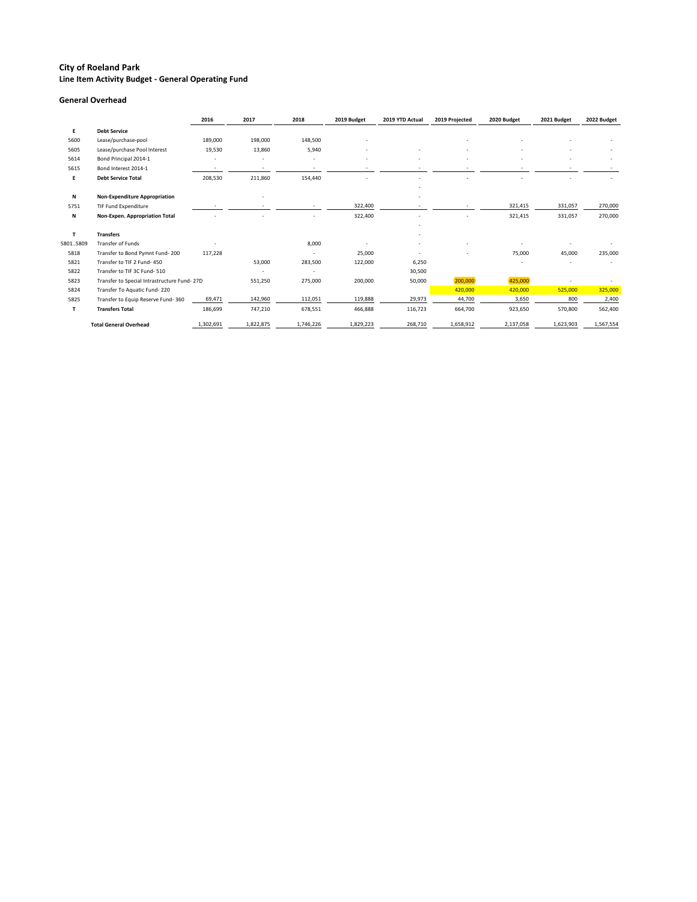# City of Roeland Park

## Line Item Activity Budget - General Operating Fund

### General Overhead

| | | 2016 | 2017 | 2018 | 2019 Budget | 2019 YTD Actual | 2019 Projected | 2020 Budget | 2021 Budget | 2022 Budget |
|---|---|---|---|---|---|---|---|---|---|---|
| **E** | **Debt Service** | | | | | | | | | |
| 5600 | Lease/purchase-pool | 189,000 | 198,000 | 148,500 | - | | - | - | - | - |
| 5605 | Lease/purchase Pool Interest | 19,530 | 13,860 | 5,940 | - | - | - | - | - | - |
| 5614 | Bond Principal 2014-1 | - | - | - | - | - | - | - | - | - |
| 5615 | Bond Interest 2014-1 | - | - | - | - | - | - | - | - | - |
| **E** | **Debt Service Total** | 208,530 | 211,860 | 154,440 | - | - | - | - | - | - |
| | | | | | | - | | | | |
| **N** | **Non-Expenditure Appropriation** | | - | | | - | | | | |
| 5751 | TIF Fund Expenditure | - | - | - | 322,400 | - | - | 321,415 | 331,057 | 270,000 |
| **N** | **Non-Expen. Appropriation Total** | - | - | - | 322,400 | - | - | 321,415 | 331,057 | 270,000 |
| | | | | | | - | | | | |
| **T** | **Transfers** | | | | | - | | | | |
| 5801..5809 | Transfer of Funds | - | | 8,000 | - | - | - | - | - | - |
| 5818 | Transfer to Bond Pymnt Fund- 200 | 117,228 | | - | 25,000 | - | - | 75,000 | 45,000 | 235,000 |
| 5821 | Transfer to TIF 2 Fund- 450 | | 53,000 | 283,500 | 122,000 | 6,250 | | - | - | - |
| 5822 | Transfer to TIF 3C Fund- 510 | | - | - | | 30,500 | | | | |
| 5823 | Transfer to Special Intrastructure Fund- 27D | | 551,250 | 275,000 | 200,000 | 50,000 | 200,000 | 425,000 | - | - |
| 5824 | Transfer To Aquatic Fund- 220 | | | | | | 420,000 | 420,000 | 525,000 | 325,000 |
| 5825 | Transfer to Equip Reserve Fund- 360 | 69,471 | 142,960 | 112,051 | 119,888 | 29,973 | 44,700 | 3,650 | 800 | 2,400 |
| **T** | **Transfers Total** | 186,699 | 747,210 | 678,551 | 466,888 | 116,723 | 664,700 | 923,650 | 570,800 | 562,400 |
| | **Total General Overhead** | 1,302,691 | 1,822,875 | 1,746,226 | 1,829,223 | 268,710 | 1,658,912 | 2,137,058 | 1,623,903 | 1,567,554 |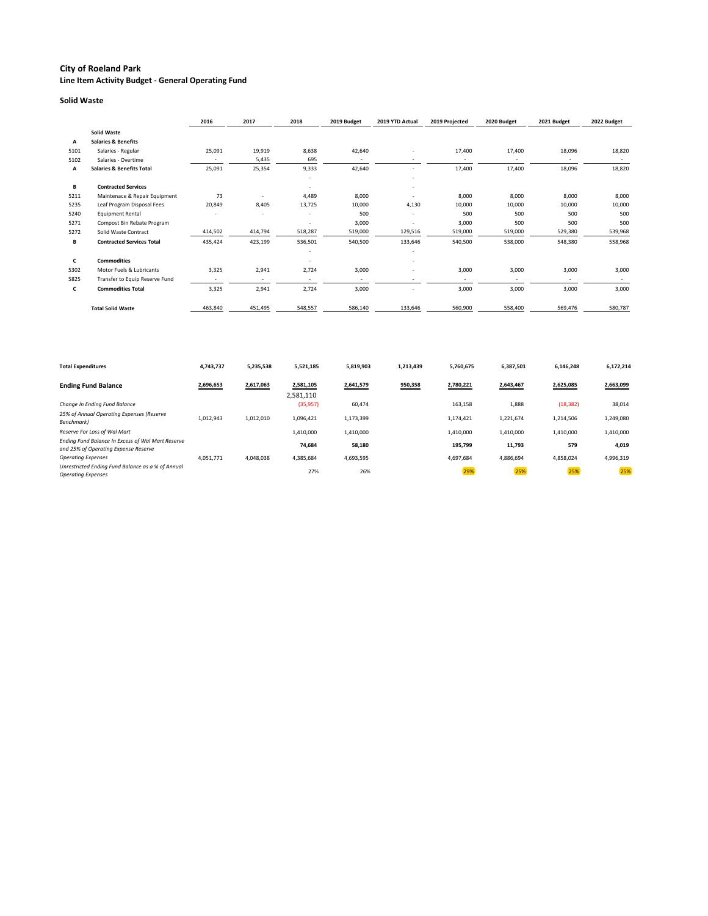# City of Roeland Park

## Line Item Activity Budget - General Operating Fund

### Solid Waste

| | | 2016 | 2017 | 2018 | 2019 Budget | 2019 YTD Actual | 2019 Projected | 2020 Budget | 2021 Budget | 2022 Budget |
|---|---|---|---|---|---|---|---|---|---|---|
| | **Solid Waste** | | | | | | | | | |
| **A** | **Salaries & Benefits** | | | | | | | | | |
| 5101 | Salaries - Regular | 25,091 | 19,919 | 8,638 | 42,640 | - | 17,400 | 17,400 | 18,096 | 18,820 |
| 5102 | Salaries - Overtime | - | 5,435 | 695 | - | - | - | - | - | - |
| **A** | **Salaries & Benefits Total** | 25,091 | 25,354 | 9,333 | 42,640 | - | 17,400 | 17,400 | 18,096 | 18,820 |
| | | | | - | | - | | | | |
| **B** | **Contracted Services** | | | - | | - | | | | |
| 5211 | Maintenace & Repair Equipment | 73 | - | 4,489 | 8,000 | - | 8,000 | 8,000 | 8,000 | 8,000 |
| 5235 | Leaf Program Disposal Fees | 20,849 | 8,405 | 13,725 | 10,000 | 4,130 | 10,000 | 10,000 | 10,000 | 10,000 |
| 5240 | Equipment Rental | - | - | - | 500 | - | 500 | 500 | 500 | 500 |
| 5271 | Compost Bin Rebate Program | | | - | 3,000 | - | 3,000 | 500 | 500 | 500 |
| 5272 | Solid Waste Contract | 414,502 | 414,794 | 518,287 | 519,000 | 129,516 | 519,000 | 519,000 | 529,380 | 539,968 |
| **B** | **Contracted Services Total** | 435,424 | 423,199 | 536,501 | 540,500 | 133,646 | 540,500 | 538,000 | 548,380 | 558,968 |
| | | | | - | | - | | | | |
| **C** | **Commodities** | | | - | | - | | | | |
| 5302 | Motor Fuels & Lubricants | 3,325 | 2,941 | 2,724 | 3,000 | - | 3,000 | 3,000 | 3,000 | 3,000 |
| 5825 | Transfer to Equip Reserve Fund | - | - | - | - | - | - | - | - | - |
| **C** | **Commodities Total** | 3,325 | 2,941 | 2,724 | 3,000 | - | 3,000 | 3,000 | 3,000 | 3,000 |
| | | | | | | | | | | |
| | **Total Solid Waste** | 463,840 | 451,495 | 548,557 | 586,140 | 133,646 | 560,900 | 558,400 | 569,476 | 580,787 |

| | 2016 | 2017 | 2018 | 2019 Budget | 2019 YTD Actual | 2019 Projected | 2020 Budget | 2021 Budget | 2022 Budget |
|---|---|---|---|---|---|---|---|---|---|
| **Total Expenditures** | **4,743,737** | **5,235,538** | **5,521,185** | **5,819,903** | **1,213,439** | **5,760,675** | **6,387,501** | **6,146,248** | **6,172,214** |
| **Ending Fund Balance** | **2,696,653** | **2,617,063** | **2,581,105** | **2,641,579** | **950,358** | **2,780,221** | **2,643,467** | **2,625,085** | **2,663,099** |
| | | | 2,581,110 | | | | | | |
| *Change In Ending Fund Balance* | | | (35,957) | 60,474 | | 163,158 | 1,888 | (18,382) | 38,014 |
| *25% of Annual Operating Expenses (Reserve Benchmark)* | 1,012,943 | 1,012,010 | 1,096,421 | 1,173,399 | | 1,174,421 | 1,221,674 | 1,214,506 | 1,249,080 |
| *Reserve For Loss of Wal Mart* | | | 1,410,000 | 1,410,000 | | 1,410,000 | 1,410,000 | 1,410,000 | 1,410,000 |
| *Ending Fund Balance In Excess of Wal Mart Reserve and 25% of Operating Expense Reserve* | | | **74,684** | **58,180** | | **195,799** | **11,793** | **579** | **4,019** |
| *Operating Expenses* | 4,051,771 | 4,048,038 | 4,385,684 | 4,693,595 | | 4,697,684 | 4,886,694 | 4,858,024 | 4,996,319 |
| *Unrestricted Ending Fund Balance as a % of Annual Operating Expenses* | | | 27% | 26% | | 29% | 25% | 25% | 25% |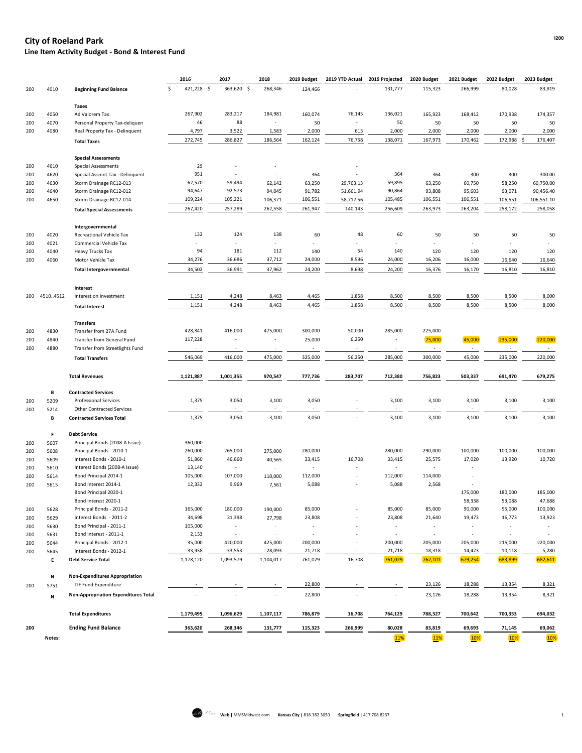## City of Roeland Park

### Line Item Activity Budget - Bond & Interest Fund

| | | | 2016 | 2017 | 2018 | 2019 Budget | 2019 YTD Actual | 2019 Projected | 2020 Budget | 2021 Budget | 2022 Budget | 2023 Budget |
|---|---|---|---|---|---|---|---|---|---|---|---|---|
| 200 | 4010 | **Beginning Fund Balance** | $ 421,228 | $ 363,620 | $ 268,346 | 124,466 | - | 131,777 | 115,323 | 266,999 | 80,028 | 83,819 |
| | | **Taxes** | | | | | | | | | | |
| 200 | 4050 | Ad Valorem Tax | 267,902 | 283,217 | 184,981 | 160,074 | 76,145 | 136,021 | 165,923 | 168,412 | 170,938 | 174,357 |
| 200 | 4070 | Personal Property Tax-deliquen | 46 | 88 | - | 50 | - | 50 | 50 | 50 | 50 | 50 |
| 200 | 4080 | Real Property Tax - Delinquent | 4,797 | 3,522 | 1,583 | 2,000 | 613 | 2,000 | 2,000 | 2,000 | 2,000 | 2,000 |
| | | **Total Taxes** | 272,745 | 286,827 | 186,564 | 162,124 | 76,758 | 138,071 | 167,973 | 170,462 | 172,988 | $ 176,407 |
| | | **Special Assessments** | | | | | | | | | | |
| 200 | 4610 | Special Assessments | 29 | - | - | | - | | | | | |
| 200 | 4620 | Special Assmnt Tax - Delinquent | 951 | - | - | 364 | - | 364 | 364 | 300 | 300 | 300.00 |
| 200 | 4630 | Storm Drainage RC12-013 | 62,570 | 59,494 | 62,142 | 63,250 | 29,763.13 | 59,895 | 63,250 | 60,750 | 58,250 | 60,750.00 |
| 200 | 4640 | Storm Drainage RC12-012 | 94,647 | 92,573 | 94,045 | 91,782 | 51,661.94 | 90,864 | 93,808 | 95,603 | 93,071 | 90,456.40 |
| 200 | 4650 | Storm Drainage RC12-014 | 109,224 | 105,221 | 106,371 | 106,551 | 58,717.56 | 105,485 | 106,551 | 106,551 | 106,551 | 106,551.10 |
| | | **Total Special Assessments** | 267,420 | 257,289 | 262,558 | 261,947 | 140,143 | 256,609 | 263,973 | 263,204 | 258,172 | 258,058 |
| | | **Intergovernmental** | | | | | | | | | | |
| 200 | 4020 | Recreational Vehicle Tax | 132 | 124 | 138 | 60 | 48 | 60 | 50 | 50 | 50 | 50 |
| 200 | 4021 | Commercial Vehicle Tax | - | - | - | - | - | - | - | - | - | - |
| 200 | 4040 | Heavy Trucks Tax | 94 | 181 | 112 | 140 | 54 | 140 | 120 | 120 | 120 | 120 |
| 200 | 4060 | Motor Vehicle Tax | 34,276 | 36,686 | 37,712 | 24,000 | 8,596 | 24,000 | 16,206 | 16,000 | 16,640 | 16,640 |
| | | **Total Intergovernmental** | 34,502 | 36,991 | 37,962 | 24,200 | 8,698 | 24,200 | 16,376 | 16,170 | 16,810 | 16,810 |
| | | **Interest** | | | | | | | | | | |
| 200 | 4510..4512 | Interest on Investment | 1,151 | 4,248 | 8,463 | 4,465 | 1,858 | 8,500 | 8,500 | 8,500 | 8,500 | 8,000 |
| | | **Total Interest** | 1,151 | 4,248 | 8,463 | 4,465 | 1,858 | 8,500 | 8,500 | 8,500 | 8,500 | 8,000 |
| | | **Transfers** | | | | | | | | | | |
| 200 | 4830 | Transfer from 27A Fund | 428,841 | 416,000 | 475,000 | 300,000 | 50,000 | 285,000 | 225,000 | - | - | - |
| 200 | 4840 | Transfer from General Fund | 117,228 | - | - | 25,000 | 6,250 | - | 75,000 | 45,000 | 235,000 | 220,000 |
| 200 | 4880 | Transfer from Streetlights Fund | - | - | - | - | - | - | - | - | - | - |
| | | **Total Transfers** | 546,069 | 416,000 | 475,000 | 325,000 | 56,250 | 285,000 | 300,000 | 45,000 | 235,000 | 220,000 |
| | | **Total Revenues** | **1,121,887** | **1,001,355** | **970,547** | **777,736** | **283,707** | **712,380** | **756,823** | **503,337** | **691,470** | **679,275** |
| | **B** | **Contracted Services** | | | | | | | | | | |
| 200 | 5209 | Professional Services | 1,375 | 3,050 | 3,100 | 3,050 | - | 3,100 | 3,100 | 3,100 | 3,100 | 3,100 |
| 200 | 5214 | Other Contracted Services | - | - | - | - | - | - | - | - | - | - |
| | **B** | **Contracted Services Total** | 1,375 | 3,050 | 3,100 | 3,050 | - | 3,100 | 3,100 | 3,100 | 3,100 | 3,100 |
| | **E** | **Debt Service** | | | | | | | | | | |
| 200 | 5607 | Principal Bonds (2008-A Issue) | 360,000 | - | - | - | - | - | - | - | - | - |
| 200 | 5608 | Principal Bonds - 2010-1 | 260,000 | 265,000 | 275,000 | 280,000 | - | 280,000 | 290,000 | 100,000 | 100,000 | 100,000 |
| 200 | 5609 | Interest Bonds - 2010-1 | 51,860 | 46,660 | 40,565 | 33,415 | 16,708 | 33,415 | 25,575 | 17,020 | 13,920 | 10,720 |
| 200 | 5610 | Interest Bonds (2008-A Issue) | 13,140 | - | - | - | - | - | - | - | | |
| 200 | 5614 | Bond Principal 2014-1 | 105,000 | 107,000 | 110,000 | 112,000 | - | 112,000 | 114,000 | - | | |
| 200 | 5615 | Bond Interest 2014-1 | 12,332 | 9,969 | 7,561 | 5,088 | - | 5,088 | 2,568 | - | | |
| | | Bond Principal 2020-1 | | | | | | | | 175,000 | 180,000 | 185,000 |
| | | Bond Interest 2020-1 | | | | | | | | 58,338 | 53,088 | 47,688 |
| 200 | 5628 | Principal Bonds - 2011-2 | 165,000 | 180,000 | 190,000 | 85,000 | - | 85,000 | 85,000 | 90,000 | 95,000 | 100,000 |
| 200 | 5629 | Interest Bonds - 2011-2 | 34,698 | 31,398 | 27,798 | 23,808 | - | 23,808 | 21,640 | 19,473 | 16,773 | 13,923 |
| 200 | 5630 | Bond Principal - 2011-1 | 105,000 | - | - | - | - | - | - | - | - | - |
| 200 | 5631 | Bond Interest - 2011-1 | 2,153 | - | - | - | - | - | - | - | - | - |
| 200 | 5644 | Principal Bonds - 2012-1 | 35,000 | 420,000 | 425,000 | 200,000 | - | 200,000 | 205,000 | 205,000 | 215,000 | 220,000 |
| 200 | 5645 | Interest Bonds - 2012-1 | 33,938 | 33,553 | 28,093 | 21,718 | - | 21,718 | 18,318 | 14,423 | 10,118 | 5,280 |
| | **E** | **Debt Service Total** | 1,178,120 | 1,093,579 | 1,104,017 | 761,029 | 16,708 | 761,029 | 762,101 | 679,254 | 683,899 | 682,611 |
| | **N** | **Non-Expenditures Appropriation** | | | | | | | | | | |
| 200 | 5751 | TIF Fund Expenditure | - | - | - | 22,800 | - | - | 23,126 | 18,288 | 13,354 | 8,321 |
| | **N** | **Non-Appropriation Expenditures Total** | - | - | - | 22,800 | - | - | 23,126 | 18,288 | 13,354 | 8,321 |
| | | **Total Expenditures** | **1,179,495** | **1,096,629** | **1,107,117** | **786,879** | **16,708** | **764,129** | **788,327** | **700,642** | **700,353** | **694,032** |
| **200** | | **Ending Fund Balance** | **363,620** | **268,346** | **131,777** | **115,323** | **266,999** | **80,028** | **83,819** | **69,693** | **71,145** | **69,062** |
| | **Notes:** | | | | | | | 11% | 11% | 10% | 10% | 10% |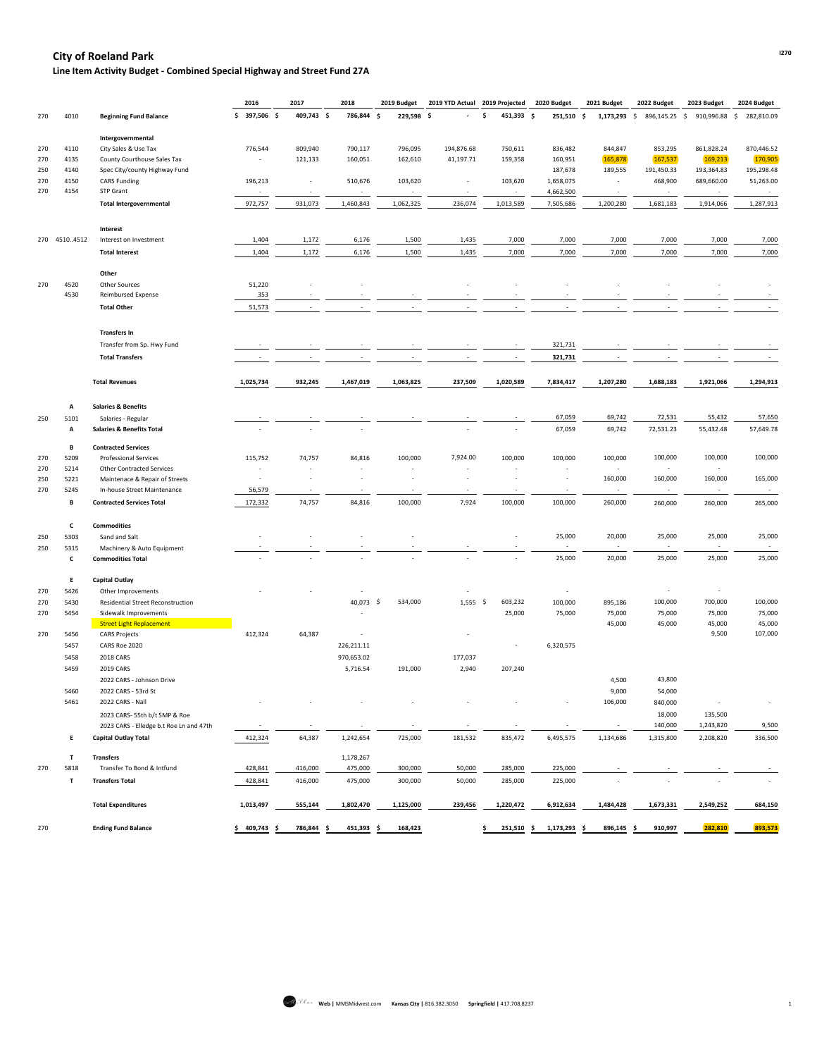# City of Roeland Park

## Line Item Activity Budget - Combined Special Highway and Street Fund 27A

| | | | 2016 | 2017 | 2018 | 2019 Budget | 2019 YTD Actual | 2019 Projected | 2020 Budget | 2021 Budget | 2022 Budget | 2023 Budget | 2024 Budget |
|---|---|---|---|---|---|---|---|---|---|---|---|---|---|
| 270 | 4010 | **Beginning Fund Balance** | $ 397,506 | $ 409,743 | $ 786,844 | $ 229,598 | $ - | $ 451,393 | $ 251,510 | $ 1,173,293 | $ 896,145.25 | $ 910,996.88 | $ 282,810.09 |
| | | **Intergovernmental** | | | | | | | | | | | |
| 270 | 4110 | City Sales & Use Tax | 776,544 | 809,940 | 790,117 | 796,095 | 194,876.68 | 750,611 | 836,482 | 844,847 | 853,295 | 861,828.24 | 870,446.52 |
| 270 | 4135 | County Courthouse Sales Tax | - | 121,133 | 160,051 | 162,610 | 41,197.71 | 159,358 | 160,951 | 165,878 | 167,537 | 169,213 | 170,905 |
| 250 | 4140 | Spec City/county Highway Fund | | | | | | | 187,678 | 189,555 | 191,450.33 | 193,364.83 | 195,298.48 |
| 270 | 4150 | CARS Funding | 196,213 | - | 510,676 | 103,620 | - | 103,620 | 1,658,075 | - | 468,900 | 689,660.00 | 51,263.00 |
| 270 | 4154 | STP Grant | - | - | - | - | - | - | 4,662,500 | - | - | - | - |
| | | **Total Intergovernmental** | 972,757 | 931,073 | 1,460,843 | 1,062,325 | 236,074 | 1,013,589 | 7,505,686 | 1,200,280 | 1,681,183 | 1,914,066 | 1,287,913 |
| | | **Interest** | | | | | | | | | | | |
| 270 | 4510..4512 | Interest on Investment | 1,404 | 1,172 | 6,176 | 1,500 | 1,435 | 7,000 | 7,000 | 7,000 | 7,000 | 7,000 | 7,000 |
| | | **Total Interest** | 1,404 | 1,172 | 6,176 | 1,500 | 1,435 | 7,000 | 7,000 | 7,000 | 7,000 | 7,000 | 7,000 |
| | | **Other** | | | | | | | | | | | |
| 270 | 4520 | Other Sources | 51,220 | - | - | | - | - | - | - | - | - | - |
| | 4530 | Reimbursed Expense | 353 | - | - | - | - | - | - | - | - | - | - |
| | | **Total Other** | 51,573 | - | - | - | - | - | - | - | - | - | - |
| | | **Transfers In** | | | | | | | | | | | |
| | | Transfer from Sp. Hwy Fund | - | - | - | - | - | - | 321,731 | - | - | - | - |
| | | **Total Transfers** | - | - | - | - | - | - | 321,731 | - | - | - | - |
| | | **Total Revenues** | 1,025,734 | 932,245 | 1,467,019 | 1,063,825 | 237,509 | 1,020,589 | 7,834,417 | 1,207,280 | 1,688,183 | 1,921,066 | 1,294,913 |
| | **A** | **Salaries & Benefits** | | | | | | | | | | | |
| 250 | 5101 | Salaries - Regular | - | - | - | - | - | - | 67,059 | 69,742 | 72,531 | 55,432 | 57,650 |
| | **A** | **Salaries & Benefits Total** | - | - | - | | - | - | 67,059 | 69,742 | 72,531.23 | 55,432.48 | 57,649.78 |
| | **B** | **Contracted Services** | | | | | | | | | | | |
| 270 | 5209 | Professional Services | 115,752 | 74,757 | 84,816 | 100,000 | 7,924.00 | 100,000 | 100,000 | 100,000 | 100,000 | 100,000 | 100,000 |
| 270 | 5214 | Other Contracted Services | - | - | - | - | - | - | - | - | - | - | |
| 250 | 5221 | Maintenace & Repair of Streets | - | - | - | - | - | - | - | 160,000 | 160,000 | 160,000 | 165,000 |
| 270 | 5245 | In-house Street Maintenance | 56,579 | - | - | - | - | - | - | - | - | - | - |
| | **B** | **Contracted Services Total** | 172,332 | 74,757 | 84,816 | 100,000 | 7,924 | 100,000 | 100,000 | 260,000 | 260,000 | 260,000 | 265,000 |
| | **C** | **Commodities** | | | | | | | | | | | |
| 250 | 5303 | Sand and Salt | - | - | - | - | | - | 25,000 | 20,000 | 25,000 | 25,000 | 25,000 |
| 250 | 5315 | Machinery & Auto Equipment | - | - | - | - | - | - | - | - | - | - | - |
| | **C** | **Commodities Total** | - | - | - | - | - | - | 25,000 | 20,000 | 25,000 | 25,000 | 25,000 |
| | **E** | **Capital Outlay** | | | | | | | | | | | |
| 270 | 5426 | Other Improvements | - | - | - | | - | | - | | - | - | |
| 270 | 5430 | Residential Street Reconstruction | | | 40,073 | $ 534,000 | 1,555 | $ 603,232 | 100,000 | 895,186 | 100,000 | 700,000 | 100,000 |
| 270 | 5454 | Sidewalk Improvements | | | - | | | 25,000 | 75,000 | 75,000 | 75,000 | 75,000 | 75,000 |
| | | Street Light Replacement | | | | | | | | 45,000 | 45,000 | 45,000 | 45,000 |
| 270 | 5456 | CARS Projects | 412,324 | 64,387 | - | | - | | | | | 9,500 | 107,000 |
| | 5457 | CARS Roe 2020 | | | 226,211.11 | | | - | 6,320,575 | | | | |
| | 5458 | 2018 CARS | | | 970,653.02 | | 177,037 | | | | | | |
| | 5459 | 2019 CARS | | | 5,716.54 | 191,000 | 2,940 | 207,240 | | | | | |
| | | 2022 CARS - Johnson Drive | | | | | | | | 4,500 | 43,800 | | |
| | 5460 | 2022 CARS - 53rd St | | | | | | | | 9,000 | 54,000 | | |
| | 5461 | 2022 CARS - Nall | - | - | - | - | - | - | - | 106,000 | 840,000 | - | - |
| | | 2023 CARS- 55th b/t SMP & Roe | | | | | | | | | 18,000 | 135,500 | |
| | | 2023 CARS - Elledge b.t Roe Ln and 47th | - | - | - | - | - | - | - | - | 140,000 | 1,243,820 | 9,500 |
| | **E** | **Capital Outlay Total** | 412,324 | 64,387 | 1,242,654 | 725,000 | 181,532 | 835,472 | 6,495,575 | 1,134,686 | 1,315,800 | 2,208,820 | 336,500 |
| | **T** | **Transfers** | | | 1,178,267 | | | | | | | | |
| 270 | 5818 | Transfer To Bond & Intfund | 428,841 | 416,000 | 475,000 | 300,000 | 50,000 | 285,000 | 225,000 | - | - | - | - |
| | **T** | **Transfers Total** | 428,841 | 416,000 | 475,000 | 300,000 | 50,000 | 285,000 | 225,000 | - | - | - | - |
| | | **Total Expenditures** | 1,013,497 | 555,144 | 1,802,470 | 1,125,000 | 239,456 | 1,220,472 | 6,912,634 | 1,484,428 | 1,673,331 | 2,549,252 | 684,150 |
| 270 | | **Ending Fund Balance** | $ 409,743 | $ 786,844 | $ 451,393 | $ 168,423 | | $ 251,510 | $ 1,173,293 | $ 896,145 | $ 910,997 | 282,810 | 893,573 |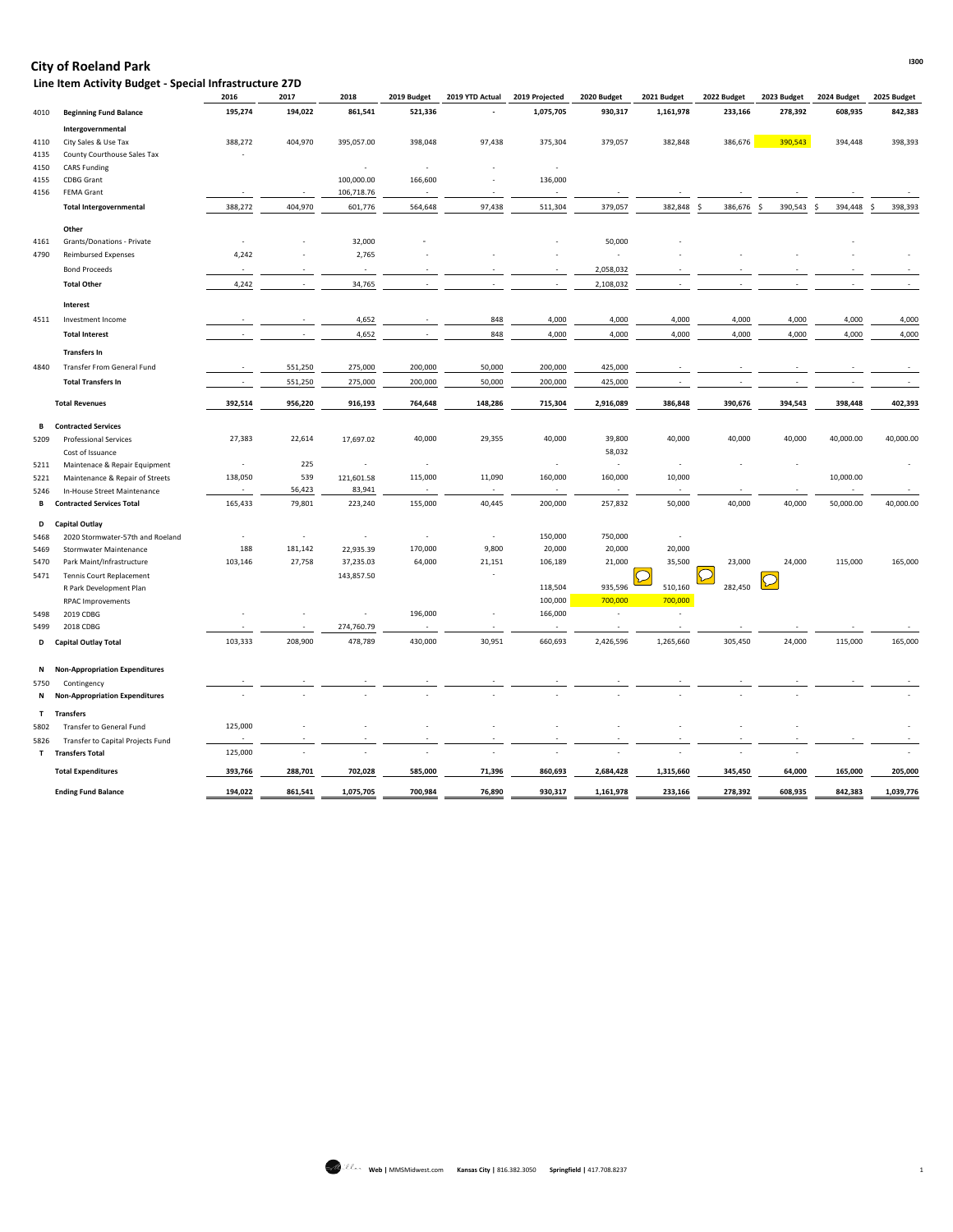# City of Roeland Park

## Line Item Activity Budget - Special Infrastructure 27D

| | | 2016 | 2017 | 2018 | 2019 Budget | 2019 YTD Actual | 2019 Projected | 2020 Budget | 2021 Budget | 2022 Budget | 2023 Budget | 2024 Budget | 2025 Budget |
|---|---|---|---|---|---|---|---|---|---|---|---|---|---|
| 4010 | **Beginning Fund Balance** | 195,274 | 194,022 | 861,541 | 521,336 | - | 1,075,705 | 930,317 | 1,161,978 | 233,166 | 278,392 | 608,935 | 842,383 |
| | **Intergovernmental** | | | | | | | | | | | | |
| 4110 | City Sales & Use Tax | 388,272 | 404,970 | 395,057.00 | 398,048 | 97,438 | 375,304 | 379,057 | 382,848 | 386,676 | 390,543 | 394,448 | 398,393 |
| 4135 | County Courthouse Sales Tax | - | | | | | | | | | | | |
| 4150 | CARS Funding | | | - | - | - | - | | | | | | |
| 4155 | CDBG Grant | | | 100,000.00 | 166,600 | - | 136,000 | | | | | | |
| 4156 | FEMA Grant | - | - | 106,718.76 | - | - | - | - | - | - | - | - | - |
| | **Total Intergovernmental** | 388,272 | 404,970 | 601,776 | 564,648 | 97,438 | 511,304 | 379,057 | 382,848 | $ 386,676 | $ 390,543 | $ 394,448 | $ 398,393 |
| | **Other** | | | | | | | | | | | | |
| 4161 | Grants/Donations - Private | - | - | 32,000 | - | | - | 50,000 | - | | | - | |
| 4790 | Reimbursed Expenses | 4,242 | - | 2,765 | - | - | - | - | - | - | - | - | - |
| | Bond Proceeds | - | - | - | - | - | - | 2,058,032 | - | - | - | - | - |
| | **Total Other** | 4,242 | - | 34,765 | - | - | - | 2,108,032 | - | - | - | - | - |
| | **Interest** | | | | | | | | | | | | |
| 4511 | Investment Income | - | - | 4,652 | - | 848 | 4,000 | 4,000 | 4,000 | 4,000 | 4,000 | 4,000 | 4,000 |
| | **Total Interest** | - | - | 4,652 | - | 848 | 4,000 | 4,000 | 4,000 | 4,000 | 4,000 | 4,000 | 4,000 |
| | **Transfers In** | | | | | | | | | | | | |
| 4840 | Transfer From General Fund | - | 551,250 | 275,000 | 200,000 | 50,000 | 200,000 | 425,000 | - | - | - | - | - |
| | **Total Transfers In** | - | 551,250 | 275,000 | 200,000 | 50,000 | 200,000 | 425,000 | - | - | - | - | - |
| | **Total Revenues** | 392,514 | 956,220 | 916,193 | 764,648 | 148,286 | 715,304 | 2,916,089 | 386,848 | 390,676 | 394,543 | 398,448 | 402,393 |
| **B** | **Contracted Services** | | | | | | | | | | | | |
| 5209 | Professional Services | 27,383 | 22,614 | 17,697.02 | 40,000 | 29,355 | 40,000 | 39,800 | 40,000 | 40,000 | 40,000 | 40,000.00 | 40,000.00 |
| | Cost of Issuance | | | | | | | 58,032 | | | | | |
| 5211 | Maintenace & Repair Equipment | - | 225 | - | - | | - | - | - | - | - | | - |
| 5221 | Maintenance & Repair of Streets | 138,050 | 539 | 121,601.58 | 115,000 | 11,090 | 160,000 | 160,000 | 10,000 | | | 10,000.00 | |
| 5246 | In-House Street Maintenance | - | 56,423 | 83,941 | - | - | - | - | - | - | - | - | - |
| **B** | **Contracted Services Total** | 165,433 | 79,801 | 223,240 | 155,000 | 40,445 | 200,000 | 257,832 | 50,000 | 40,000 | 40,000 | 50,000.00 | 40,000.00 |
| **D** | **Capital Outlay** | | | | | | | | | | | | |
| 5468 | 2020 Stormwater-57th and Roeland | - | - | - | - | - | 150,000 | 750,000 | - | | | | |
| 5469 | Stormwater Maintenance | 188 | 181,142 | 22,935.39 | 170,000 | 9,800 | 20,000 | 20,000 | 20,000 | | | | |
| 5470 | Park Maint/Infrastructure | 103,146 | 27,758 | 37,235.03 | 64,000 | 21,151 | 106,189 | 21,000 | 35,500 | 23,000 | 24,000 | 115,000 | 165,000 |
| 5471 | Tennis Court Replacement | | | 143,857.50 | | - | | | | | | | |
| | R Park Development Plan | | | | | | 118,504 | 935,596 | 510,160 | 282,450 | | | |
| | RPAC Improvements | | | | | | 100,000 | 700,000 | 700,000 | | | | |
| 5498 | 2019 CDBG | - | - | - | 196,000 | - | 166,000 | - | - | | | | |
| 5499 | 2018 CDBG | - | - | 274,760.79 | - | - | - | - | - | - | - | - | - |
| **D** | **Capital Outlay Total** | 103,333 | 208,900 | 478,789 | 430,000 | 30,951 | 660,693 | 2,426,596 | 1,265,660 | 305,450 | 24,000 | 115,000 | 165,000 |
| **N** | **Non-Appropriation Expenditures** | | | | | | | | | | | | |
| 5750 | Contingency | - | - | - | - | - | - | - | - | - | - | - | - |
| **N** | **Non-Appropriation Expenditures** | - | - | - | - | - | - | - | - | - | - | | - |
| **T** | **Transfers** | | | | | | | | | | | | |
| 5802 | Transfer to General Fund | 125,000 | - | - | - | - | - | - | - | - | - | | - |
| 5826 | Transfer to Capital Projects Fund | - | - | - | - | - | - | - | - | - | - | - | - |
| **T** | **Transfers Total** | 125,000 | - | - | - | - | - | - | - | - | - | | - |
| | **Total Expenditures** | 393,766 | 288,701 | 702,028 | 585,000 | 71,396 | 860,693 | 2,684,428 | 1,315,660 | 345,450 | 64,000 | 165,000 | 205,000 |
| | **Ending Fund Balance** | 194,022 | 861,541 | 1,075,705 | 700,984 | 76,890 | 930,317 | 1,161,978 | 233,166 | 278,392 | 608,935 | 842,383 | 1,039,776 |